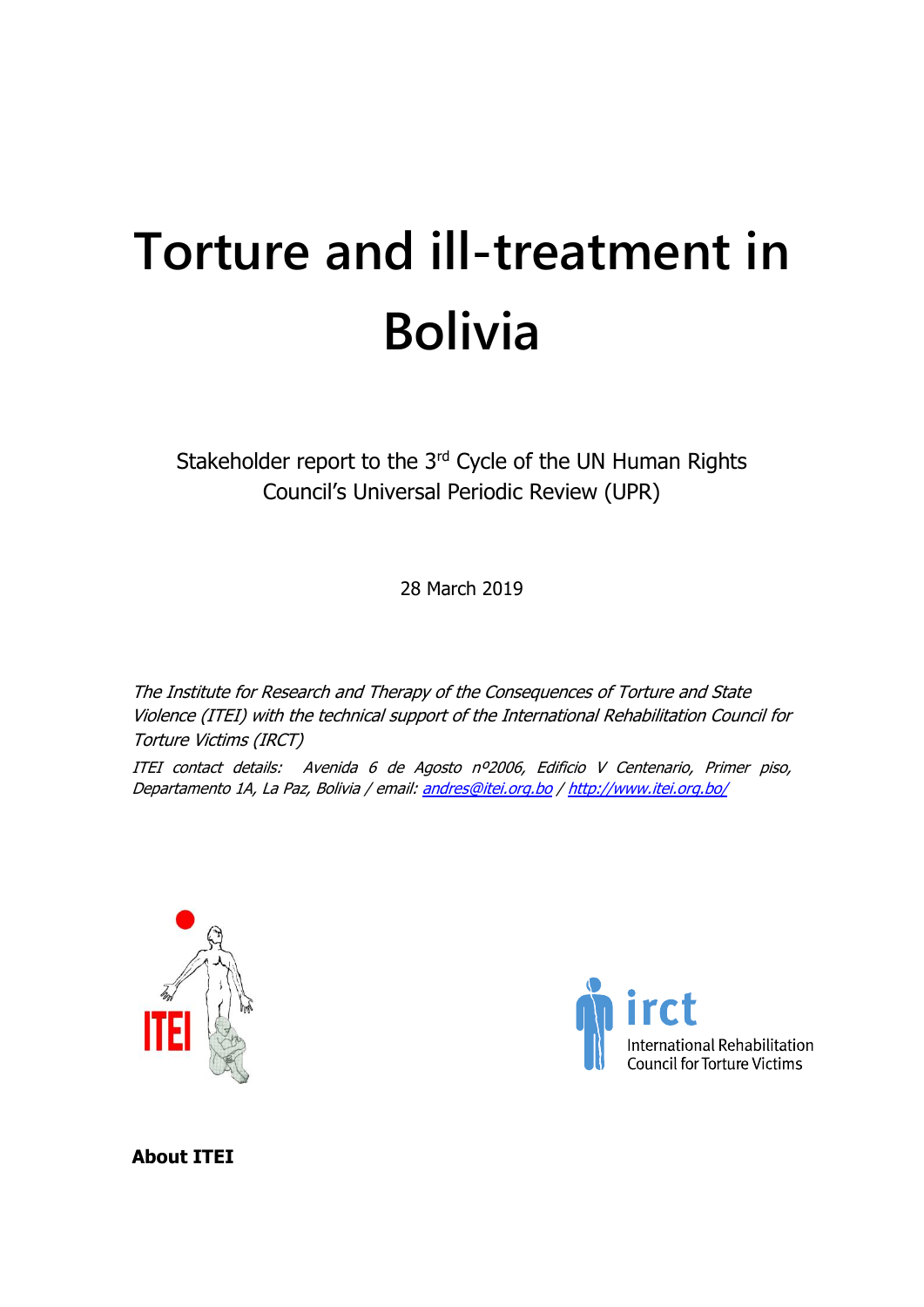# Torture and ill-treatment in Bolivia

Stakeholder report to the 3rd Cycle of the UN Human Rights Council's Universal Periodic Review (UPR)

28 March 2019

*The Institute for Research and Therapy of the Consequences of Torture and State Violence (ITEI) with the technical support of the International Rehabilitation Council for Torture Victims (IRCT)*

*ITEI contact details: Avenida 6 de Agosto nº2006, Edificio V Centenario, Primer piso, Departamento 1A, La Paz, Bolivia / email: andres@itei.org.bo / http://www.itei.org.bo/*

**About ITEI**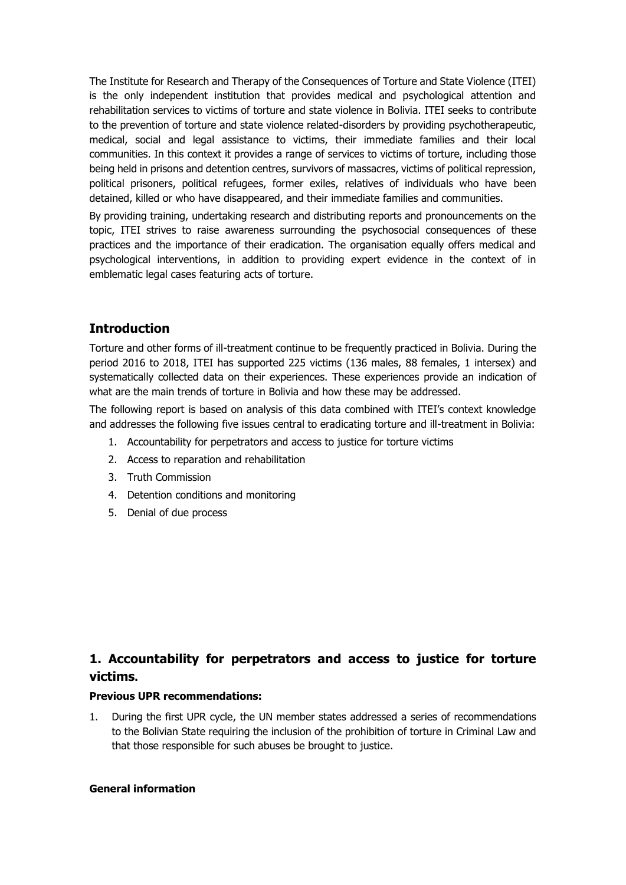The Institute for Research and Therapy of the Consequences of Torture and State Violence (ITEI) is the only independent institution that provides medical and psychological attention and rehabilitation services to victims of torture and state violence in Bolivia. ITEI seeks to contribute to the prevention of torture and state violence related-disorders by providing psychotherapeutic, medical, social and legal assistance to victims, their immediate families and their local communities. In this context it provides a range of services to victims of torture, including those being held in prisons and detention centres, survivors of massacres, victims of political repression, political prisoners, political refugees, former exiles, relatives of individuals who have been detained, killed or who have disappeared, and their immediate families and communities.

By providing training, undertaking research and distributing reports and pronouncements on the topic, ITEI strives to raise awareness surrounding the psychosocial consequences of these practices and the importance of their eradication. The organisation equally offers medical and psychological interventions, in addition to providing expert evidence in the context of in emblematic legal cases featuring acts of torture.

## Introduction

Torture and other forms of ill-treatment continue to be frequently practiced in Bolivia. During the period 2016 to 2018, ITEI has supported 225 victims (136 males, 88 females, 1 intersex) and systematically collected data on their experiences. These experiences provide an indication of what are the main trends of torture in Bolivia and how these may be addressed.

The following report is based on analysis of this data combined with ITEI's context knowledge and addresses the following five issues central to eradicating torture and ill-treatment in Bolivia:

1. Accountability for perpetrators and access to justice for torture victims
2. Access to reparation and rehabilitation
3. Truth Commission
4. Detention conditions and monitoring
5. Denial of due process

## 1. Accountability for perpetrators and access to justice for torture victims.

**Previous UPR recommendations:**

1. During the first UPR cycle, the UN member states addressed a series of recommendations to the Bolivian State requiring the inclusion of the prohibition of torture in Criminal Law and that those responsible for such abuses be brought to justice.

**General information**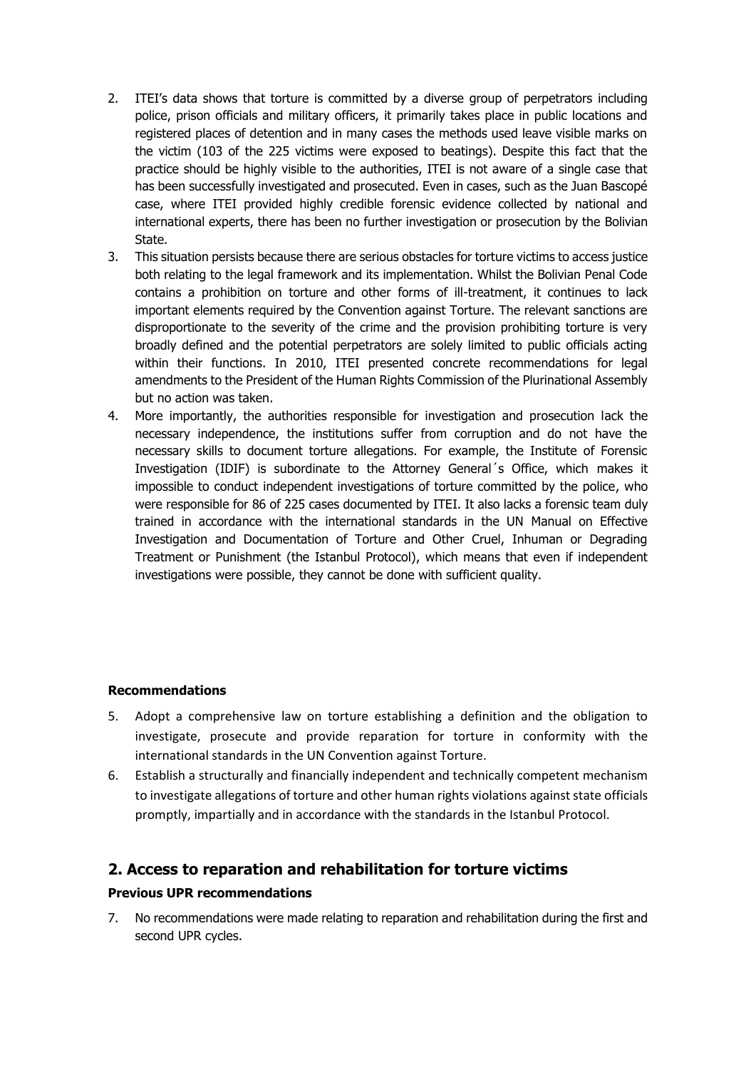2. ITEI's data shows that torture is committed by a diverse group of perpetrators including police, prison officials and military officers, it primarily takes place in public locations and registered places of detention and in many cases the methods used leave visible marks on the victim (103 of the 225 victims were exposed to beatings). Despite this fact that the practice should be highly visible to the authorities, ITEI is not aware of a single case that has been successfully investigated and prosecuted. Even in cases, such as the Juan Bascopé case, where ITEI provided highly credible forensic evidence collected by national and international experts, there has been no further investigation or prosecution by the Bolivian State.
3. This situation persists because there are serious obstacles for torture victims to access justice both relating to the legal framework and its implementation. Whilst the Bolivian Penal Code contains a prohibition on torture and other forms of ill-treatment, it continues to lack important elements required by the Convention against Torture. The relevant sanctions are disproportionate to the severity of the crime and the provision prohibiting torture is very broadly defined and the potential perpetrators are solely limited to public officials acting within their functions. In 2010, ITEI presented concrete recommendations for legal amendments to the President of the Human Rights Commission of the Plurinational Assembly but no action was taken.
4. More importantly, the authorities responsible for investigation and prosecution lack the necessary independence, the institutions suffer from corruption and do not have the necessary skills to document torture allegations. For example, the Institute of Forensic Investigation (IDIF) is subordinate to the Attorney General´s Office, which makes it impossible to conduct independent investigations of torture committed by the police, who were responsible for 86 of 225 cases documented by ITEI. It also lacks a forensic team duly trained in accordance with the international standards in the UN Manual on Effective Investigation and Documentation of Torture and Other Cruel, Inhuman or Degrading Treatment or Punishment (the Istanbul Protocol), which means that even if independent investigations were possible, they cannot be done with sufficient quality.

**Recommendations**

5. Adopt a comprehensive law on torture establishing a definition and the obligation to investigate, prosecute and provide reparation for torture in conformity with the international standards in the UN Convention against Torture.
6. Establish a structurally and financially independent and technically competent mechanism to investigate allegations of torture and other human rights violations against state officials promptly, impartially and in accordance with the standards in the Istanbul Protocol.

## 2. Access to reparation and rehabilitation for torture victims

**Previous UPR recommendations**

7. No recommendations were made relating to reparation and rehabilitation during the first and second UPR cycles.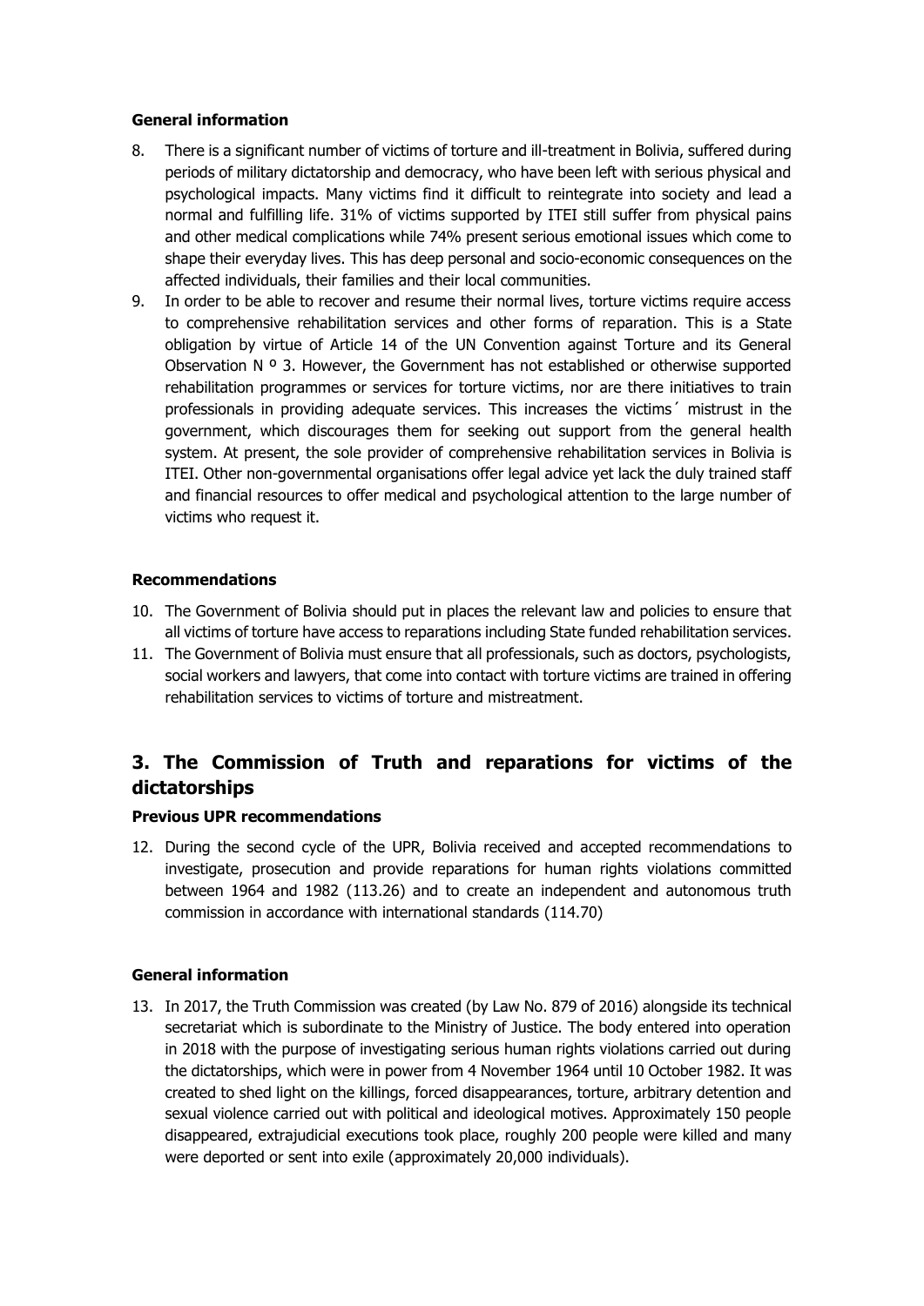**General information**

8. There is a significant number of victims of torture and ill-treatment in Bolivia, suffered during periods of military dictatorship and democracy, who have been left with serious physical and psychological impacts. Many victims find it difficult to reintegrate into society and lead a normal and fulfilling life. 31% of victims supported by ITEI still suffer from physical pains and other medical complications while 74% present serious emotional issues which come to shape their everyday lives. This has deep personal and socio-economic consequences on the affected individuals, their families and their local communities.
9. In order to be able to recover and resume their normal lives, torture victims require access to comprehensive rehabilitation services and other forms of reparation. This is a State obligation by virtue of Article 14 of the UN Convention against Torture and its General Observation N º 3. However, the Government has not established or otherwise supported rehabilitation programmes or services for torture victims, nor are there initiatives to train professionals in providing adequate services. This increases the victims´ mistrust in the government, which discourages them for seeking out support from the general health system. At present, the sole provider of comprehensive rehabilitation services in Bolivia is ITEI. Other non-governmental organisations offer legal advice yet lack the duly trained staff and financial resources to offer medical and psychological attention to the large number of victims who request it.

**Recommendations**

10. The Government of Bolivia should put in places the relevant law and policies to ensure that all victims of torture have access to reparations including State funded rehabilitation services.
11. The Government of Bolivia must ensure that all professionals, such as doctors, psychologists, social workers and lawyers, that come into contact with torture victims are trained in offering rehabilitation services to victims of torture and mistreatment.

## 3. The Commission of Truth and reparations for victims of the dictatorships

**Previous UPR recommendations**

12. During the second cycle of the UPR, Bolivia received and accepted recommendations to investigate, prosecution and provide reparations for human rights violations committed between 1964 and 1982 (113.26) and to create an independent and autonomous truth commission in accordance with international standards (114.70)

**General information**

13. In 2017, the Truth Commission was created (by Law No. 879 of 2016) alongside its technical secretariat which is subordinate to the Ministry of Justice. The body entered into operation in 2018 with the purpose of investigating serious human rights violations carried out during the dictatorships, which were in power from 4 November 1964 until 10 October 1982. It was created to shed light on the killings, forced disappearances, torture, arbitrary detention and sexual violence carried out with political and ideological motives. Approximately 150 people disappeared, extrajudicial executions took place, roughly 200 people were killed and many were deported or sent into exile (approximately 20,000 individuals).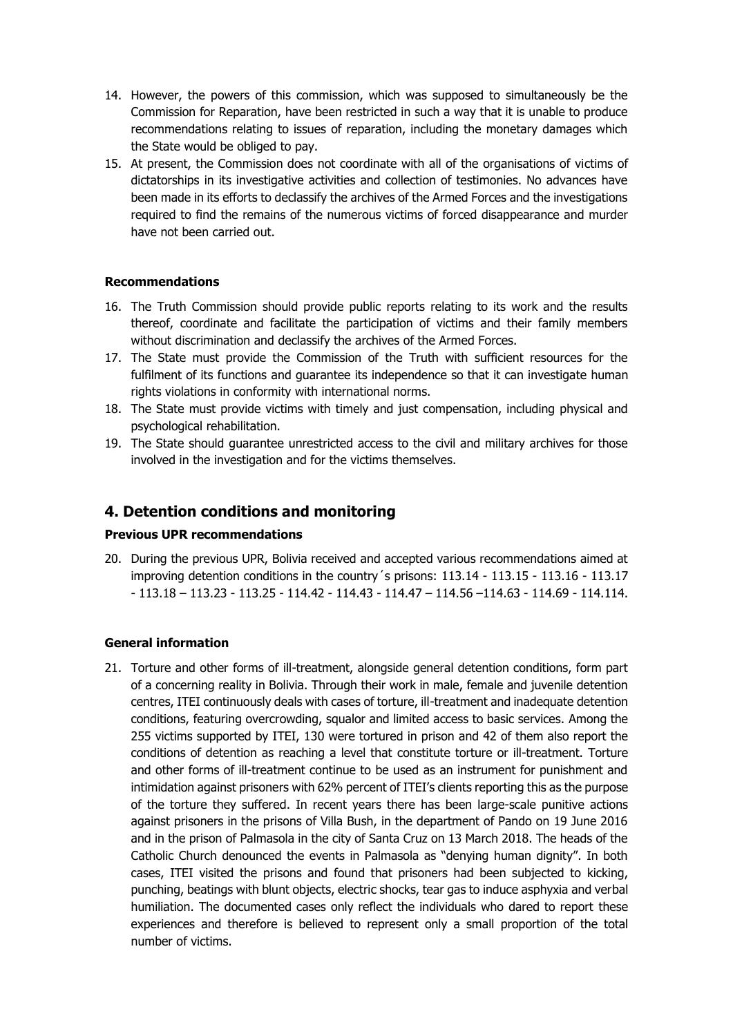14. However, the powers of this commission, which was supposed to simultaneously be the Commission for Reparation, have been restricted in such a way that it is unable to produce recommendations relating to issues of reparation, including the monetary damages which the State would be obliged to pay.
15. At present, the Commission does not coordinate with all of the organisations of victims of dictatorships in its investigative activities and collection of testimonies. No advances have been made in its efforts to declassify the archives of the Armed Forces and the investigations required to find the remains of the numerous victims of forced disappearance and murder have not been carried out.

**Recommendations**

16. The Truth Commission should provide public reports relating to its work and the results thereof, coordinate and facilitate the participation of victims and their family members without discrimination and declassify the archives of the Armed Forces.
17. The State must provide the Commission of the Truth with sufficient resources for the fulfilment of its functions and guarantee its independence so that it can investigate human rights violations in conformity with international norms.
18. The State must provide victims with timely and just compensation, including physical and psychological rehabilitation.
19. The State should guarantee unrestricted access to the civil and military archives for those involved in the investigation and for the victims themselves.

## 4. Detention conditions and monitoring

**Previous UPR recommendations**

20. During the previous UPR, Bolivia received and accepted various recommendations aimed at improving detention conditions in the country´s prisons: 113.14 - 113.15 - 113.16 - 113.17 - 113.18 – 113.23 - 113.25 - 114.42 - 114.43 - 114.47 – 114.56 –114.63 - 114.69 - 114.114.

**General information**

21. Torture and other forms of ill-treatment, alongside general detention conditions, form part of a concerning reality in Bolivia. Through their work in male, female and juvenile detention centres, ITEI continuously deals with cases of torture, ill-treatment and inadequate detention conditions, featuring overcrowding, squalor and limited access to basic services. Among the 255 victims supported by ITEI, 130 were tortured in prison and 42 of them also report the conditions of detention as reaching a level that constitute torture or ill-treatment. Torture and other forms of ill-treatment continue to be used as an instrument for punishment and intimidation against prisoners with 62% percent of ITEI's clients reporting this as the purpose of the torture they suffered. In recent years there has been large-scale punitive actions against prisoners in the prisons of Villa Bush, in the department of Pando on 19 June 2016 and in the prison of Palmasola in the city of Santa Cruz on 13 March 2018. The heads of the Catholic Church denounced the events in Palmasola as "denying human dignity". In both cases, ITEI visited the prisons and found that prisoners had been subjected to kicking, punching, beatings with blunt objects, electric shocks, tear gas to induce asphyxia and verbal humiliation. The documented cases only reflect the individuals who dared to report these experiences and therefore is believed to represent only a small proportion of the total number of victims.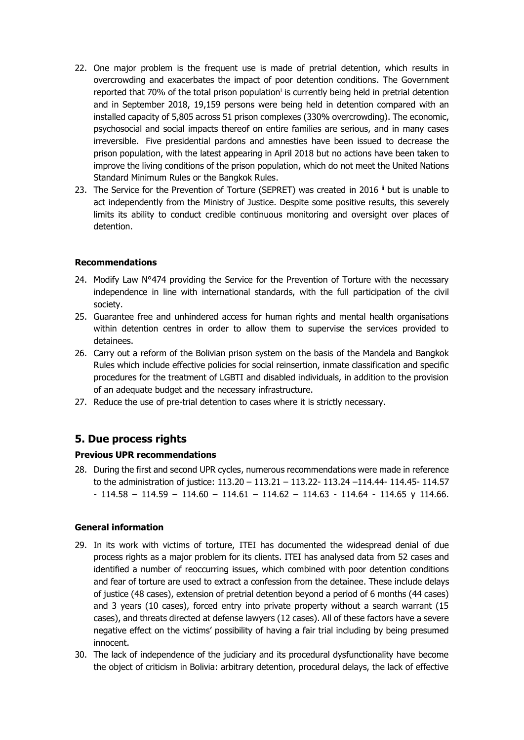22. One major problem is the frequent use is made of pretrial detention, which results in overcrowding and exacerbates the impact of poor detention conditions. The Government reported that 70% of the total prison population[i] is currently being held in pretrial detention and in September 2018, 19,159 persons were being held in detention compared with an installed capacity of 5,805 across 51 prison complexes (330% overcrowding). The economic, psychosocial and social impacts thereof on entire families are serious, and in many cases irreversible. Five presidential pardons and amnesties have been issued to decrease the prison population, with the latest appearing in April 2018 but no actions have been taken to improve the living conditions of the prison population, which do not meet the United Nations Standard Minimum Rules or the Bangkok Rules.
23. The Service for the Prevention of Torture (SEPRET) was created in 2016 [ii] but is unable to act independently from the Ministry of Justice. Despite some positive results, this severely limits its ability to conduct credible continuous monitoring and oversight over places of detention.

**Recommendations**

24. Modify Law N°474 providing the Service for the Prevention of Torture with the necessary independence in line with international standards, with the full participation of the civil society.
25. Guarantee free and unhindered access for human rights and mental health organisations within detention centres in order to allow them to supervise the services provided to detainees.
26. Carry out a reform of the Bolivian prison system on the basis of the Mandela and Bangkok Rules which include effective policies for social reinsertion, inmate classification and specific procedures for the treatment of LGBTI and disabled individuals, in addition to the provision of an adequate budget and the necessary infrastructure.
27. Reduce the use of pre-trial detention to cases where it is strictly necessary.

## 5. Due process rights

**Previous UPR recommendations**

28. During the first and second UPR cycles, numerous recommendations were made in reference to the administration of justice: 113.20 – 113.21 – 113.22- 113.24 –114.44- 114.45- 114.57 - 114.58 – 114.59 – 114.60 – 114.61 – 114.62 – 114.63 - 114.64 - 114.65 y 114.66.

**General information**

29. In its work with victims of torture, ITEI has documented the widespread denial of due process rights as a major problem for its clients. ITEI has analysed data from 52 cases and identified a number of reoccurring issues, which combined with poor detention conditions and fear of torture are used to extract a confession from the detainee. These include delays of justice (48 cases), extension of pretrial detention beyond a period of 6 months (44 cases) and 3 years (10 cases), forced entry into private property without a search warrant (15 cases), and threats directed at defense lawyers (12 cases). All of these factors have a severe negative effect on the victims' possibility of having a fair trial including by being presumed innocent.
30. The lack of independence of the judiciary and its procedural dysfunctionality have become the object of criticism in Bolivia: arbitrary detention, procedural delays, the lack of effective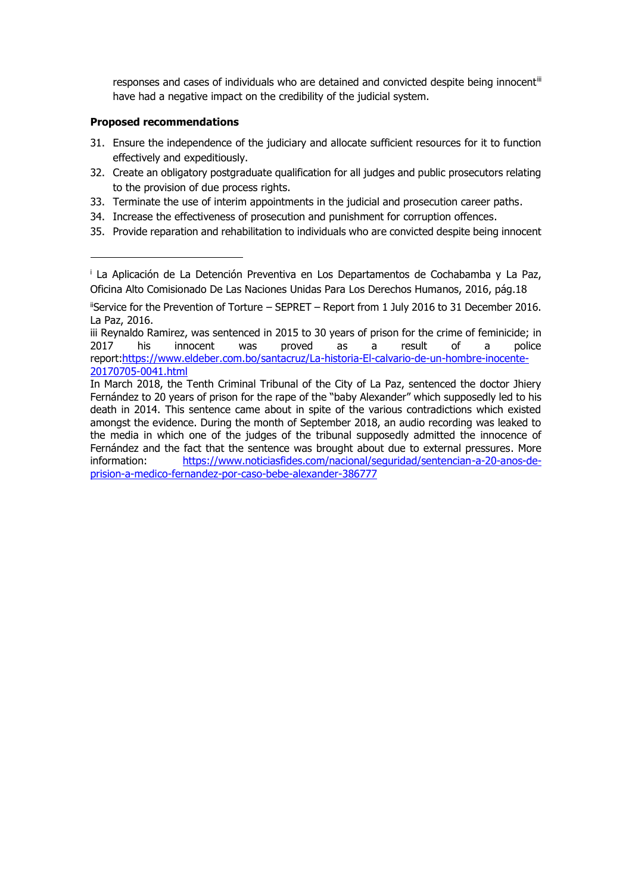responses and cases of individuals who are detained and convicted despite being innocent[iii] have had a negative impact on the credibility of the judicial system.

**Proposed recommendations**

31. Ensure the independence of the judiciary and allocate sufficient resources for it to function effectively and expeditiously.
32. Create an obligatory postgraduate qualification for all judges and public prosecutors relating to the provision of due process rights.
33. Terminate the use of interim appointments in the judicial and prosecution career paths.
34. Increase the effectiveness of prosecution and punishment for corruption offences.
35. Provide reparation and rehabilitation to individuals who are convicted despite being innocent

---

[i] La Aplicación de La Detención Preventiva en Los Departamentos de Cochabamba y La Paz, Oficina Alto Comisionado De Las Naciones Unidas Para Los Derechos Humanos, 2016, pág.18

[ii]Service for the Prevention of Torture – SEPRET – Report from 1 July 2016 to 31 December 2016. La Paz, 2016.

iii Reynaldo Ramirez, was sentenced in 2015 to 30 years of prison for the crime of feminicide; in 2017 his innocent was proved as a result of a police report:https://www.eldeber.com.bo/santacruz/La-historia-El-calvario-de-un-hombre-inocente-20170705-0041.html

In March 2018, the Tenth Criminal Tribunal of the City of La Paz, sentenced the doctor Jhiery Fernández to 20 years of prison for the rape of the "baby Alexander" which supposedly led to his death in 2014. This sentence came about in spite of the various contradictions which existed amongst the evidence. During the month of September 2018, an audio recording was leaked to the media in which one of the judges of the tribunal supposedly admitted the innocence of Fernández and the fact that the sentence was brought about due to external pressures. More information: https://www.noticiasfides.com/nacional/seguridad/sentencian-a-20-anos-de-prision-a-medico-fernandez-por-caso-bebe-alexander-386777